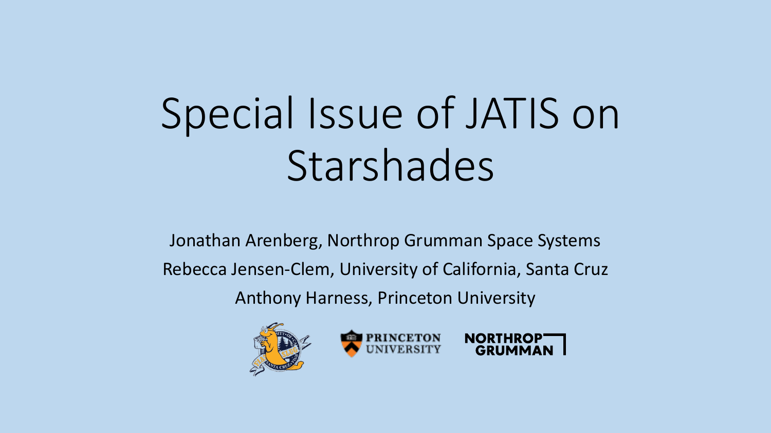# Special Issue of JATIS on Starshades

Jonathan Arenberg, Northrop Grumman Space Systems

Rebecca Jensen-Clem, University of California, Santa Cruz

Anthony Harness, Princeton University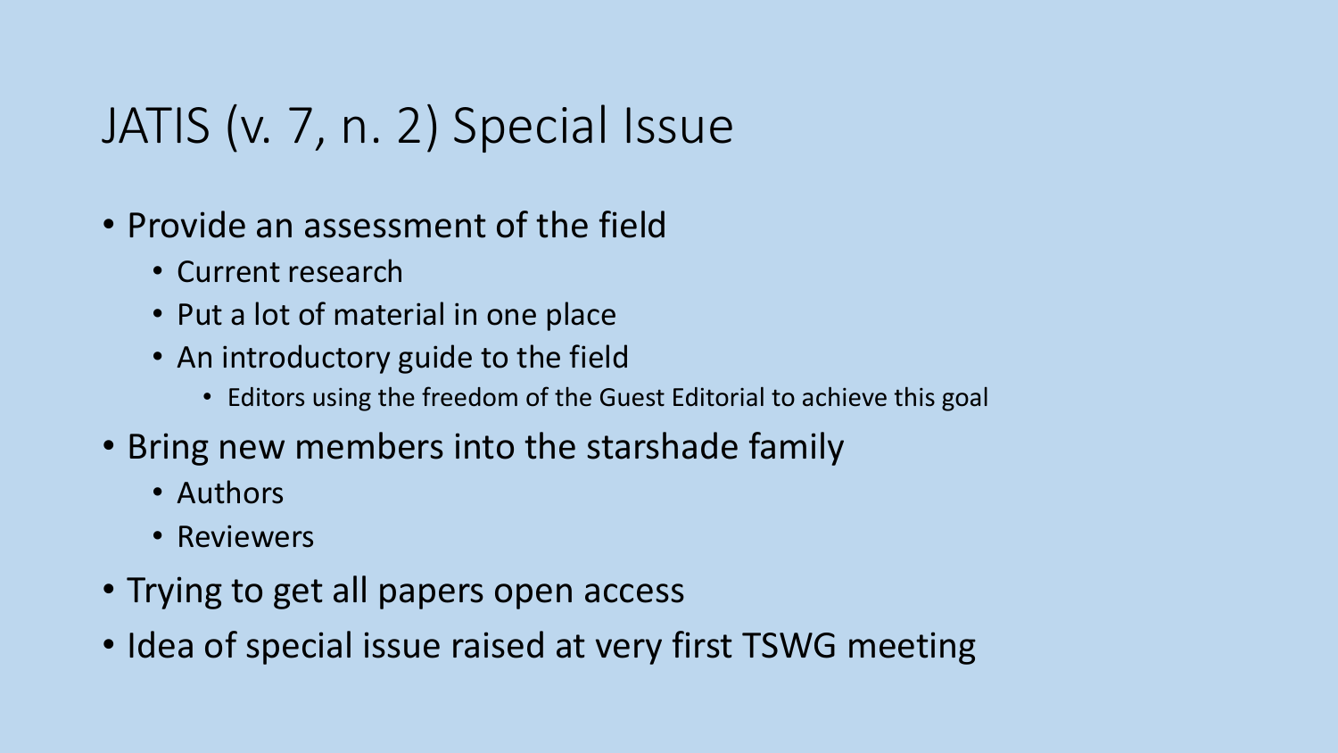# JATIS (v. 7, n. 2) Special Issue

- Provide an assessment of the field
  - Current research
  - Put a lot of material in one place
  - An introductory guide to the field
    - Editors using the freedom of the Guest Editorial to achieve this goal
- Bring new members into the starshade family
  - Authors
  - Reviewers
- Trying to get all papers open access
- Idea of special issue raised at very first TSWG meeting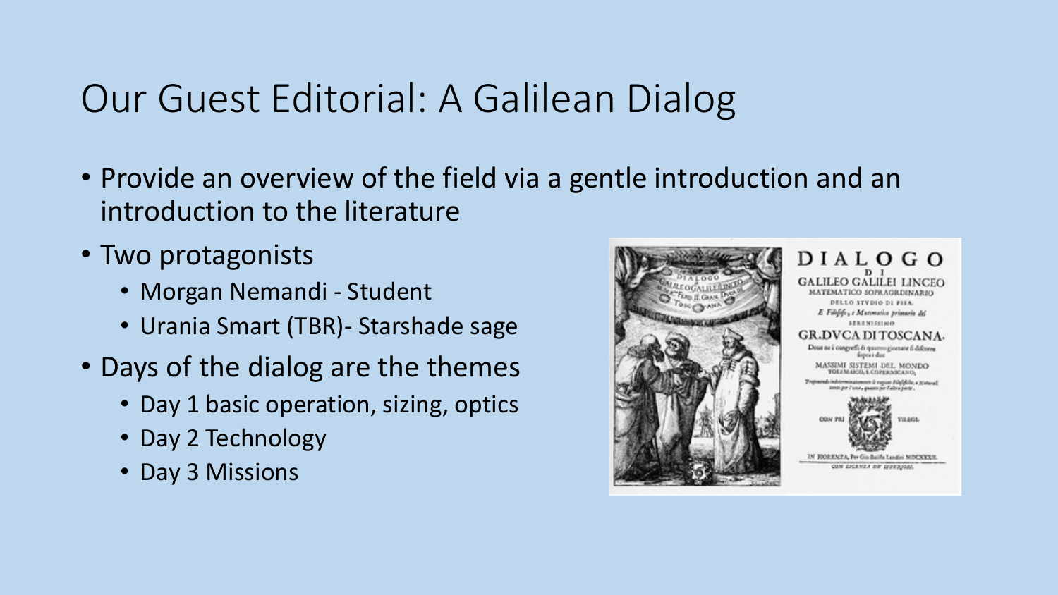# Our Guest Editorial: A Galilean Dialog

- Provide an overview of the field via a gentle introduction and an introduction to the literature
- Two protagonists
  - Morgan Nemandi - Student
  - Urania Smart (TBR)- Starshade sage
- Days of the dialog are the themes
  - Day 1 basic operation, sizing, optics
  - Day 2 Technology
  - Day 3 Missions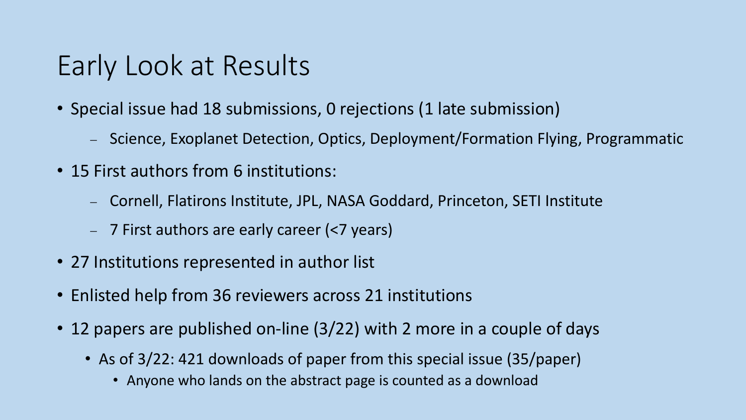# Early Look at Results

- Special issue had 18 submissions, 0 rejections (1 late submission)
  - Science, Exoplanet Detection, Optics, Deployment/Formation Flying, Programmatic
- 15 First authors from 6 institutions:
  - Cornell, Flatirons Institute, JPL, NASA Goddard, Princeton, SETI Institute
  - 7 First authors are early career (<7 years)
- 27 Institutions represented in author list
- Enlisted help from 36 reviewers across 21 institutions
- 12 papers are published on-line (3/22) with 2 more in a couple of days
  - As of 3/22: 421 downloads of paper from this special issue (35/paper)
    - Anyone who lands on the abstract page is counted as a download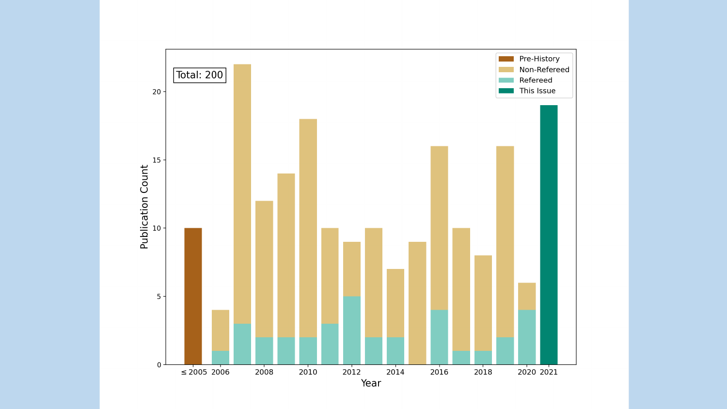Total: 200

Pre-History
Non-Refereed
Refereed
This Issue

Publication Count

0
5
10
15
20

≤ 2005
2006
2008
2010
2012
2014
2016
2018
2020
2021

Year